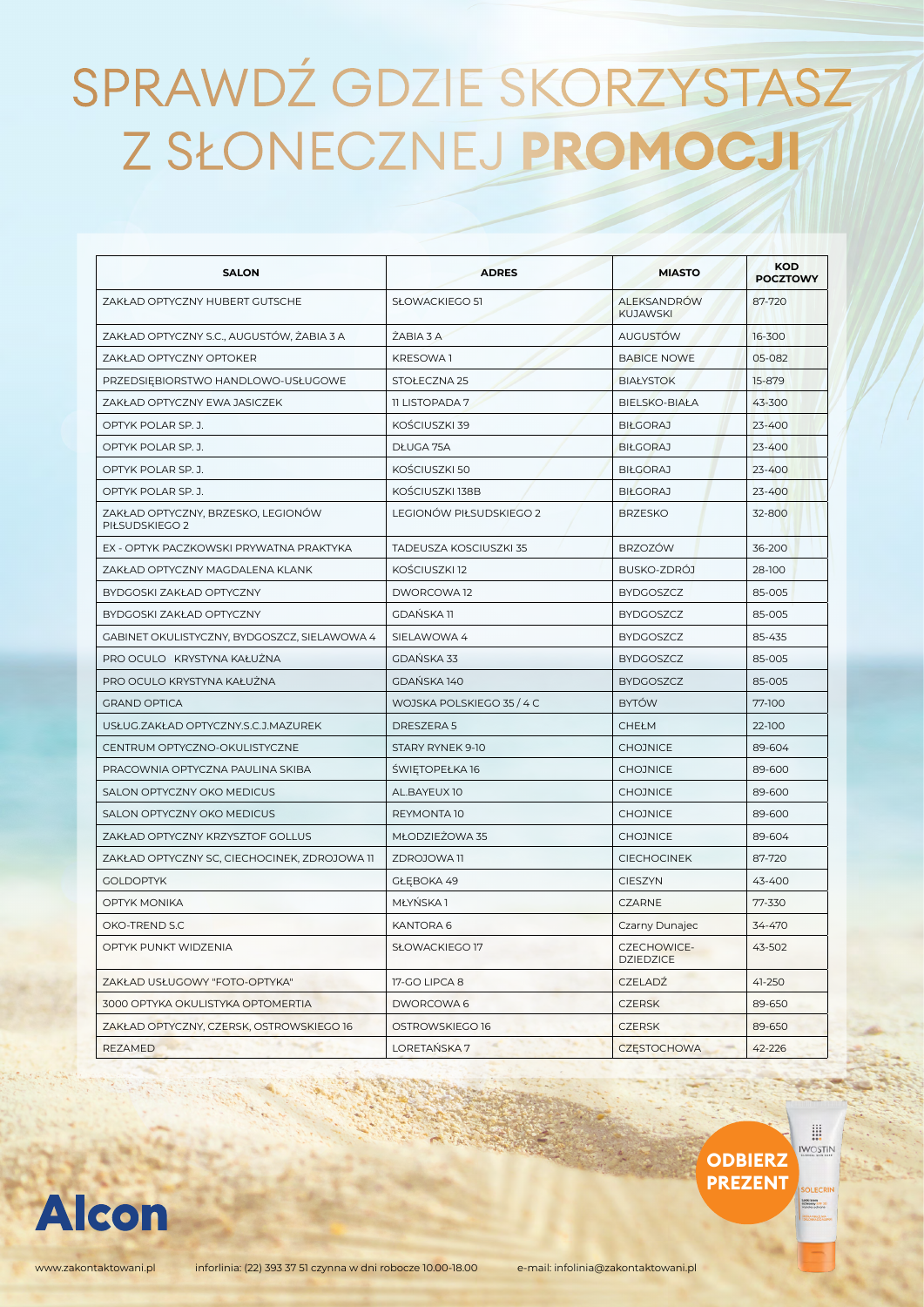# SPRAWDŹ GDZIE SKORZYSTASZ Z SŁONECZNEJ **PROMOCJI**

| SALON | ADRES | MIASTO | KOD POCZTOWY |
|---|---|---|---|
| ZAKŁAD OPTYCZNY HUBERT GUTSCHE | SŁOWACKIEGO 51 | ALEKSANDRÓW KUJAWSKI | 87-720 |
| ZAKŁAD OPTYCZNY S.C., AUGUSTÓW, ŻABIA 3 A | ŻABIA 3 A | AUGUSTÓW | 16-300 |
| ZAKŁAD OPTYCZNY OPTOKER | KRESOWA 1 | BABICE NOWE | 05-082 |
| PRZEDSIĘBIORSTWO HANDLOWO-USŁUGOWE | STOŁECZNA 25 | BIAŁYSTOK | 15-879 |
| ZAKŁAD OPTYCZNY EWA JASICZEK | 11 LISTOPADA 7 | BIELSKO-BIAŁA | 43-300 |
| OPTYK POLAR SP. J. | KOŚCIUSZKI 39 | BIŁGORAJ | 23-400 |
| OPTYK POLAR SP. J. | DŁUGA 75A | BIŁGORAJ | 23-400 |
| OPTYK POLAR SP. J. | KOŚCIUSZKI 50 | BIŁGORAJ | 23-400 |
| OPTYK POLAR SP. J. | KOŚCIUSZKI 138B | BIŁGORAJ | 23-400 |
| ZAKŁAD OPTYCZNY, BRZESKO, LEGIONÓW PIŁSUDSKIEGO 2 | LEGIONÓW PIŁSUDSKIEGO 2 | BRZESKO | 32-800 |
| EX - OPTYK PACZKOWSKI PRYWATNA PRAKTYKA | TADEUSZA KOSCIUSZKI 35 | BRZOZÓW | 36-200 |
| ZAKŁAD OPTYCZNY MAGDALENA KLANK | KOŚCIUSZKI 12 | BUSKO-ZDRÓJ | 28-100 |
| BYDGOSKI ZAKŁAD OPTYCZNY | DWORCOWA 12 | BYDGOSZCZ | 85-005 |
| BYDGOSKI ZAKŁAD OPTYCZNY | GDAŃSKA 11 | BYDGOSZCZ | 85-005 |
| GABINET OKULISTYCZNY, BYDGOSZCZ, SIELAWOWA 4 | SIELAWOWA 4 | BYDGOSZCZ | 85-435 |
| PRO OCULO KRYSTYNA KAŁUŻNA | GDAŃSKA 33 | BYDGOSZCZ | 85-005 |
| PRO OCULO KRYSTYNA KAŁUŻNA | GDAŃSKA 140 | BYDGOSZCZ | 85-005 |
| GRAND OPTICA | WOJSKA POLSKIEGO 35 / 4 C | BYTÓW | 77-100 |
| USŁUG.ZAKŁAD OPTYCZNY.S.C.J.MAZUREK | DRESZERA 5 | CHEŁM | 22-100 |
| CENTRUM OPTYCZNO-OKULISTYCZNE | STARY RYNEK 9-10 | CHOJNICE | 89-604 |
| PRACOWNIA OPTYCZNA PAULINA SKIBA | ŚWIĘTOPEŁKA 16 | CHOJNICE | 89-600 |
| SALON OPTYCZNY OKO MEDICUS | AL.BAYEUX 10 | CHOJNICE | 89-600 |
| SALON OPTYCZNY OKO MEDICUS | REYMONTA 10 | CHOJNICE | 89-600 |
| ZAKŁAD OPTYCZNY KRZYSZTOF GOLLUS | MŁODZIEŻOWA 35 | CHOJNICE | 89-604 |
| ZAKŁAD OPTYCZNY SC, CIECHOCINEK, ZDROJOWA 11 | ZDROJOWA 11 | CIECHOCINEK | 87-720 |
| GOLDOPTYK | GŁĘBOKA 49 | CIESZYN | 43-400 |
| OPTYK MONIKA | MŁYŃSKA 1 | CZARNE | 77-330 |
| OKO-TREND S.C | KANTORA 6 | Czarny Dunajec | 34-470 |
| OPTYK PUNKT WIDZENIA | SŁOWACKIEGO 17 | CZECHOWICE-DZIEDZICE | 43-502 |
| ZAKŁAD USŁUGOWY "FOTO-OPTYKA" | 17-GO LIPCA 8 | CZELADŹ | 41-250 |
| 3000 OPTYKA OKULISTYKA OPTOMERTIA | DWORCOWA 6 | CZERSK | 89-650 |
| ZAKŁAD OPTYCZNY, CZERSK, OSTROWSKIEGO 16 | OSTROWSKIEGO 16 | CZERSK | 89-650 |
| REZAMED | LORETAŃSKA 7 | CZĘSTOCHOWA | 42-226 |

**ODBIERZ PREZENT**

Alcon

www.zakontaktowani.pl infolinia: (22) 393 37 51 czynna w dni robocze 10.00-18.00 e-mail: infolinia@zakontaktowani.pl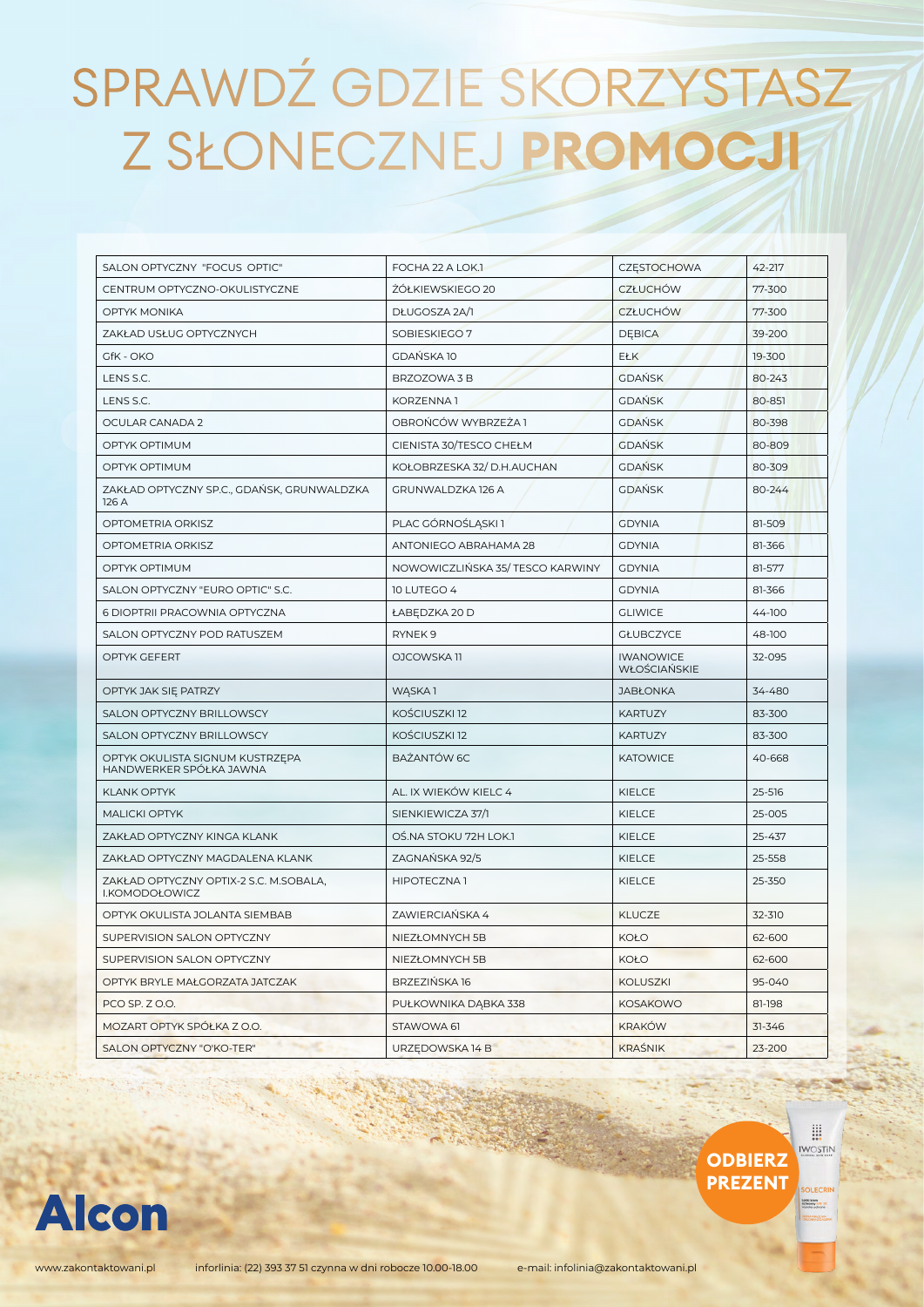# SPRAWDŹ GDZIE SKORZYSTASZ Z SŁONECZNEJ **PROMOCJI**

| | | | |
|---|---|---|---|
| SALON OPTYCZNY "FOCUS OPTIC" | FOCHA 22 A LOK.1 | CZĘSTOCHOWA | 42-217 |
| CENTRUM OPTYCZNO-OKULISTYCZNE | ŻÓŁKIEWSKIEGO 20 | CZŁUCHÓW | 77-300 |
| OPTYK MONIKA | DŁUGOSZA 2A/1 | CZŁUCHÓW | 77-300 |
| ZAKŁAD USŁUG OPTYCZNYCH | SOBIESKIEGO 7 | DĘBICA | 39-200 |
| GfK - OKO | GDAŃSKA 10 | EŁK | 19-300 |
| LENS S.C. | BRZOZOWA 3 B | GDAŃSK | 80-243 |
| LENS S.C. | KORZENNA 1 | GDAŃSK | 80-851 |
| OCULAR CANADA 2 | OBROŃCÓW WYBRZEŻA 1 | GDAŃSK | 80-398 |
| OPTYK OPTIMUM | CIENISTA 30/TESCO CHEŁM | GDAŃSK | 80-809 |
| OPTYK OPTIMUM | KOŁOBRZESKA 32/ D.H.AUCHAN | GDAŃSK | 80-309 |
| ZAKŁAD OPTYCZNY SP.C., GDAŃSK, GRUNWALDZKA 126 A | GRUNWALDZKA 126 A | GDAŃSK | 80-244 |
| OPTOMETRIA ORKISZ | PLAC GÓRNOŚLĄSKI 1 | GDYNIA | 81-509 |
| OPTOMETRIA ORKISZ | ANTONIEGO ABRAHAMA 28 | GDYNIA | 81-366 |
| OPTYK OPTIMUM | NOWOWICZLIŃSKA 35/ TESCO KARWINY | GDYNIA | 81-577 |
| SALON OPTYCZNY "EURO OPTIC" S.C. | 10 LUTEGO 4 | GDYNIA | 81-366 |
| 6 DIOPTRII PRACOWNIA OPTYCZNA | ŁABĘDZKA 20 D | GLIWICE | 44-100 |
| SALON OPTYCZNY POD RATUSZEM | RYNEK 9 | GŁUBCZYCE | 48-100 |
| OPTYK GEFERT | OJCOWSKA 11 | IWANOWICE WŁOŚCIAŃSKIE | 32-095 |
| OPTYK JAK SIĘ PATRZY | WĄSKA 1 | JABŁONKA | 34-480 |
| SALON OPTYCZNY BRILLOWSCY | KOŚCIUSZKI 12 | KARTUZY | 83-300 |
| SALON OPTYCZNY BRILLOWSCY | KOŚCIUSZKI 12 | KARTUZY | 83-300 |
| OPTYK OKULISTA SIGNUM KUSTRZĘPA HANDWERKER SPÓŁKA JAWNA | BAŻANTÓW 6C | KATOWICE | 40-668 |
| KLANK OPTYK | AL. IX WIEKÓW KIELC 4 | KIELCE | 25-516 |
| MALICKI OPTYK | SIENKIEWICZA 37/1 | KIELCE | 25-005 |
| ZAKŁAD OPTYCZNY KINGA KLANK | OŚ.NA STOKU 72H LOK.1 | KIELCE | 25-437 |
| ZAKŁAD OPTYCZNY MAGDALENA KLANK | ZAGNAŃSKA 92/5 | KIELCE | 25-558 |
| ZAKŁAD OPTYCZNY OPTIX-2 S.C. M.SOBALA, I.KOMODOŁOWICZ | HIPOTECZNA 1 | KIELCE | 25-350 |
| OPTYK OKULISTA JOLANTA SIEMBAB | ZAWIERCIAŃSKA 4 | KLUCZE | 32-310 |
| SUPERVISION SALON OPTYCZNY | NIEZŁOMNYCH 5B | KOŁO | 62-600 |
| SUPERVISION SALON OPTYCZNY | NIEZŁOMNYCH 5B | KOŁO | 62-600 |
| OPTYK BRYLE MAŁGORZATA JATCZAK | BRZEZIŃSKA 16 | KOLUSZKI | 95-040 |
| PCO SP. Z O.O. | PUŁKOWNIKA DĄBKA 338 | KOSAKOWO | 81-198 |
| MOZART OPTYK SPÓŁKA Z O.O. | STAWOWA 61 | KRAKÓW | 31-346 |
| SALON OPTYCZNY "O'KO-TER" | URZĘDOWSKA 14 B | KRAŚNIK | 23-200 |

**ODBIERZ PREZENT**

Alcon

www.zakontaktowani.pl infolinia: (22) 393 37 51 czynna w dni robocze 10.00-18.00 e-mail: infolinia@zakontaktowani.pl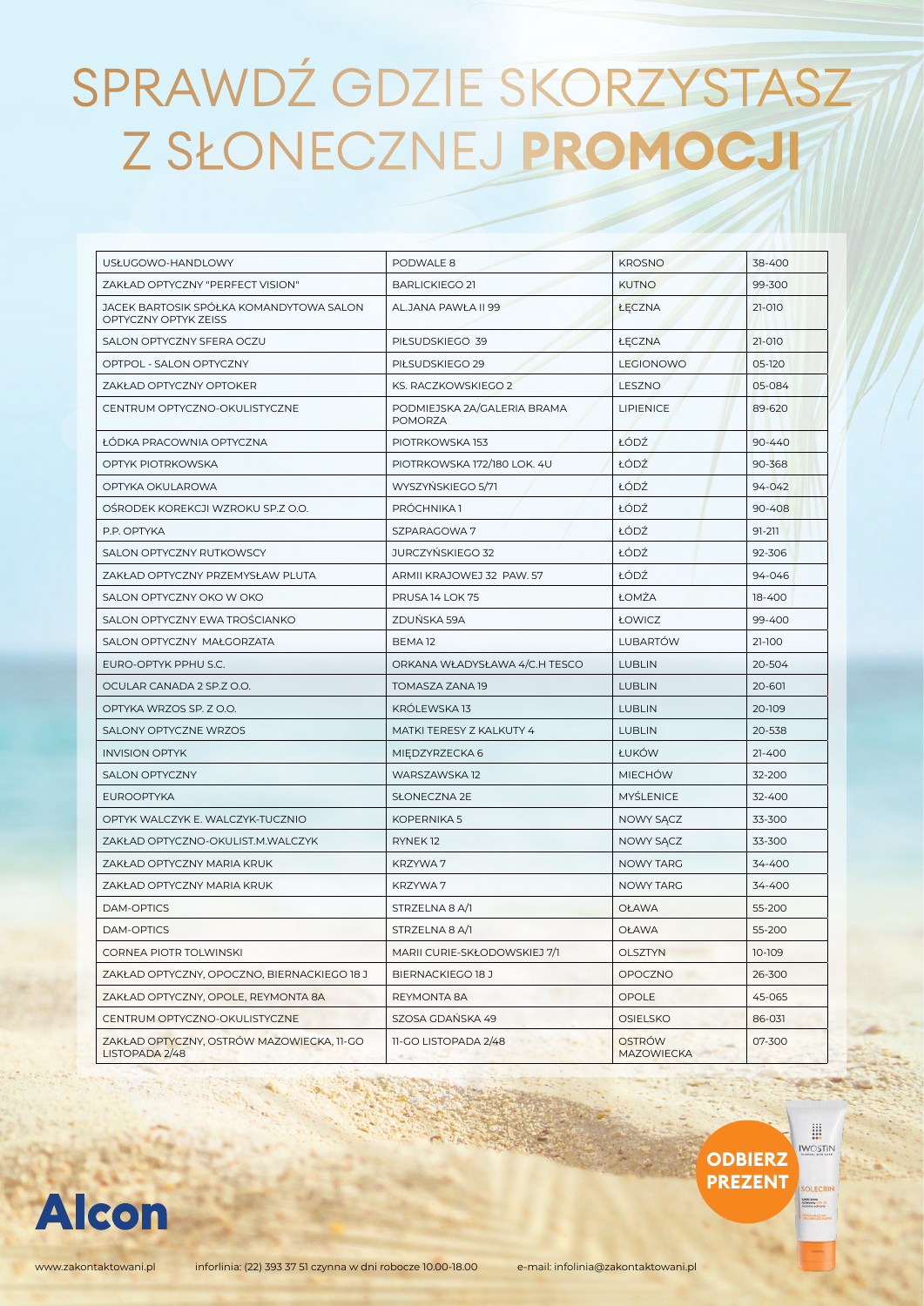# SPRAWDŹ GDZIE SKORZYSTASZ Z SŁONECZNEJ **PROMOCJI**

| | | | |
|---|---|---|---|
| USŁUGOWO-HANDLOWY | PODWALE 8 | KROSNO | 38-400 |
| ZAKŁAD OPTYCZNY "PERFECT VISION" | BARLICKIEGO 21 | KUTNO | 99-300 |
| JACEK BARTOSIK SPÓŁKA KOMANDYTOWA SALON OPTYCZNY OPTYK ZEISS | AL.JANA PAWŁA II 99 | ŁĘCZNA | 21-010 |
| SALON OPTYCZNY SFERA OCZU | PIŁSUDSKIEGO 39 | ŁĘCZNA | 21-010 |
| OPTPOL - SALON OPTYCZNY | PIŁSUDSKIEGO 29 | LEGIONOWO | 05-120 |
| ZAKŁAD OPTYCZNY OPTOKER | KS. RACZKOWSKIEGO 2 | LESZNO | 05-084 |
| CENTRUM OPTYCZNO-OKULISTYCZNE | PODMIEJSKA 2A/GALERIA BRAMA POMORZA | LIPIENICE | 89-620 |
| ŁÓDKA PRACOWNIA OPTYCZNA | PIOTRKOWSKA 153 | ŁÓDŹ | 90-440 |
| OPTYK PIOTRKOWSKA | PIOTRKOWSKA 172/180 LOK. 4U | ŁÓDŹ | 90-368 |
| OPTYKA OKULAROWA | WYSZYŃSKIEGO 5/71 | ŁÓDŹ | 94-042 |
| OŚRODEK KOREKCJI WZROKU SP.Z O.O. | PRÓCHNIKA 1 | ŁÓDŹ | 90-408 |
| P.P. OPTYKA | SZPARAGOWA 7 | ŁÓDŹ | 91-211 |
| SALON OPTYCZNY RUTKOWSCY | JURCZYŃSKIEGO 32 | ŁÓDŹ | 92-306 |
| ZAKŁAD OPTYCZNY PRZEMYSŁAW PLUTA | ARMII KRAJOWEJ 32 PAW. 57 | ŁÓDŹ | 94-046 |
| SALON OPTYCZNY OKO W OKO | PRUSA 14 LOK 75 | ŁOMŻA | 18-400 |
| SALON OPTYCZNY EWA TROŚCIANKO | ZDUŃSKA 59A | ŁOWICZ | 99-400 |
| SALON OPTYCZNY MAŁGORZATA | BEMA 12 | LUBARTÓW | 21-100 |
| EURO-OPTYK PPHU S.C. | ORKANA WŁADYSŁAWA 4/C.H TESCO | LUBLIN | 20-504 |
| OCULAR CANADA 2 SP.Z O.O. | TOMASZA ZANA 19 | LUBLIN | 20-601 |
| OPTYKA WRZOS SP. Z O.O. | KRÓLEWSKA 13 | LUBLIN | 20-109 |
| SALONY OPTYCZNE WRZOS | MATKI TERESY Z KALKUTY 4 | LUBLIN | 20-538 |
| INVISION OPTYK | MIĘDZYRZECKA 6 | ŁUKÓW | 21-400 |
| SALON OPTYCZNY | WARSZAWSKA 12 | MIECHÓW | 32-200 |
| EUROOPTYKA | SŁONECZNA 2E | MYŚLENICE | 32-400 |
| OPTYK WALCZYK E. WALCZYK-TUCZNIO | KOPERNIKA 5 | NOWY SĄCZ | 33-300 |
| ZAKŁAD OPTYCZNO-OKULIST.M.WALCZYK | RYNEK 12 | NOWY SĄCZ | 33-300 |
| ZAKŁAD OPTYCZNY MARIA KRUK | KRZYWA 7 | NOWY TARG | 34-400 |
| ZAKŁAD OPTYCZNY MARIA KRUK | KRZYWA 7 | NOWY TARG | 34-400 |
| DAM-OPTICS | STRZELNA 8 A/1 | OŁAWA | 55-200 |
| DAM-OPTICS | STRZELNA 8 A/1 | OŁAWA | 55-200 |
| CORNEA PIOTR TOLWINSKI | MARII CURIE-SKŁODOWSKIEJ 7/1 | OLSZTYN | 10-109 |
| ZAKŁAD OPTYCZNY, OPOCZNO, BIERNACKIEGO 18 J | BIERNACKIEGO 18 J | OPOCZNO | 26-300 |
| ZAKŁAD OPTYCZNY, OPOLE, REYMONTA 8A | REYMONTA 8A | OPOLE | 45-065 |
| CENTRUM OPTYCZNO-OKULISTYCZNE | SZOSA GDAŃSKA 49 | OSIELSKO | 86-031 |
| ZAKŁAD OPTYCZNY, OSTRÓW MAZOWIECKA, 11-GO LISTOPADA 2/48 | 11-GO LISTOPADA 2/48 | OSTRÓW MAZOWIECKA | 07-300 |

**ODBIERZ PREZENT**

Alcon

www.zakontaktowani.pl infolinia: (22) 393 37 51 czynna w dni robocze 10.00-18.00 e-mail: infolinia@zakontaktowani.pl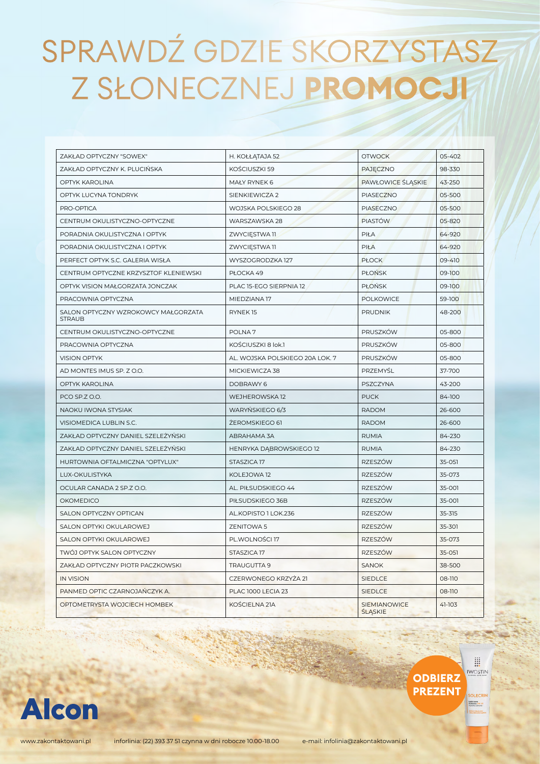# SPRAWDŹ GDZIE SKORZYSTASZ Z SŁONECZNEJ **PROMOCJI**

| | | | |
|---|---|---|---|
| ZAKŁAD OPTYCZNY "SOWEX" | H. KOŁŁĄTAJA 52 | OTWOCK | 05-402 |
| ZAKŁAD OPTYCZNY K. PLUCIŃSKA | KOŚCIUSZKI 59 | PAJĘCZNO | 98-330 |
| OPTYK KAROLINA | MAŁY RYNEK 6 | PAWŁOWICE ŚLĄSKIE | 43-250 |
| OPTYK LUCYNA TONDRYK | SIENKIEWICZA 2 | PIASECZNO | 05-500 |
| PRO-OPTICA | WOJSKA POLSKIEGO 28 | PIASECZNO | 05-500 |
| CENTRUM OKULISTYCZNO-OPTYCZNE | WARSZAWSKA 28 | PIASTÓW | 05-820 |
| PORADNIA OKULISTYCZNA I OPTYK | ZWYCIĘSTWA 11 | PIŁA | 64-920 |
| PORADNIA OKULISTYCZNA I OPTYK | ZWYCIĘSTWA 11 | PIŁA | 64-920 |
| PERFECT OPTYK S.C. GALERIA WISŁA | WYSZOGRODZKA 127 | PŁOCK | 09-410 |
| CENTRUM OPTYCZNE KRZYSZTOF KLENIEWSKI | PŁOCKA 49 | PŁOŃSK | 09-100 |
| OPTYK VISION MAŁGORZATA JONCZAK | PLAC 15-EGO SIERPNIA 12 | PŁOŃSK | 09-100 |
| PRACOWNIA OPTYCZNA | MIEDZIANA 17 | POLKOWICE | 59-100 |
| SALON OPTYCZNY WZROKOWCY MAŁGORZATA STRAUB | RYNEK 15 | PRUDNIK | 48-200 |
| CENTRUM OKULISTYCZNO-OPTYCZNE | POLNA 7 | PRUSZKÓW | 05-800 |
| PRACOWNIA OPTYCZNA | KOŚCIUSZKI 8 lok.1 | PRUSZKÓW | 05-800 |
| VISION OPTYK | AL. WOJSKA POLSKIEGO 20A LOK. 7 | PRUSZKÓW | 05-800 |
| AD MONTES IMUS SP. Z O.O. | MICKIEWICZA 38 | PRZEMYŚL | 37-700 |
| OPTYK KAROLINA | DOBRAWY 6 | PSZCZYNA | 43-200 |
| PCO SP.Z O.O. | WEJHEROWSKA 12 | PUCK | 84-100 |
| NAOKU IWONA STYSIAK | WARYŃSKIEGO 6/3 | RADOM | 26-600 |
| VISIOMEDICA LUBLIN S.C. | ŻEROMSKIEGO 61 | RADOM | 26-600 |
| ZAKŁAD OPTYCZNY DANIEL SZELEŻYŃSKI | ABRAHAMA 3A | RUMIA | 84-230 |
| ZAKŁAD OPTYCZNY DANIEL SZELEŻYŃSKI | HENRYKA DĄBROWSKIEGO 12 | RUMIA | 84-230 |
| HURTOWNIA OFTALMICZNA "OPTYLUX" | STASZICA 17 | RZESZÓW | 35-051 |
| LUX-OKULISTYKA | KOLEJOWA 12 | RZESZÓW | 35-073 |
| OCULAR CANADA 2 SP.Z O.O. | AL. PIŁSUDSKIEGO 44 | RZESZÓW | 35-001 |
| OKOMEDICO | PIŁSUDSKIEGO 36B | RZESZÓW | 35-001 |
| SALON OPTYCZNY OPTICAN | AL.KOPISTO 1 LOK.236 | RZESZÓW | 35-315 |
| SALON OPTYKI OKULAROWEJ | ZENITOWA 5 | RZESZÓW | 35-301 |
| SALON OPTYKI OKULAROWEJ | PL.WOLNOŚCI 17 | RZESZÓW | 35-073 |
| TWÓJ OPTYK SALON OPTYCZNY | STASZICA 17 | RZESZÓW | 35-051 |
| ZAKŁAD OPTYCZNY PIOTR PACZKOWSKI | TRAUGUTTA 9 | SANOK | 38-500 |
| IN VISION | CZERWONEGO KRZYŻA 21 | SIEDLCE | 08-110 |
| PANMED OPTIC CZARNOJAŃCZYK A. | PLAC 1000 LECIA 23 | SIEDLCE | 08-110 |
| OPTOMETRYSTA WOJCIECH HOMBEK | KOŚCIELNA 21A | SIEMIANOWICE ŚLĄSKIE | 41-103 |

**ODBIERZ PREZENT**

Alcon

www.zakontaktowani.pl inforlinia: (22) 393 37 51 czynna w dni robocze 10.00-18.00 e-mail: infolinia@zakontaktowani.pl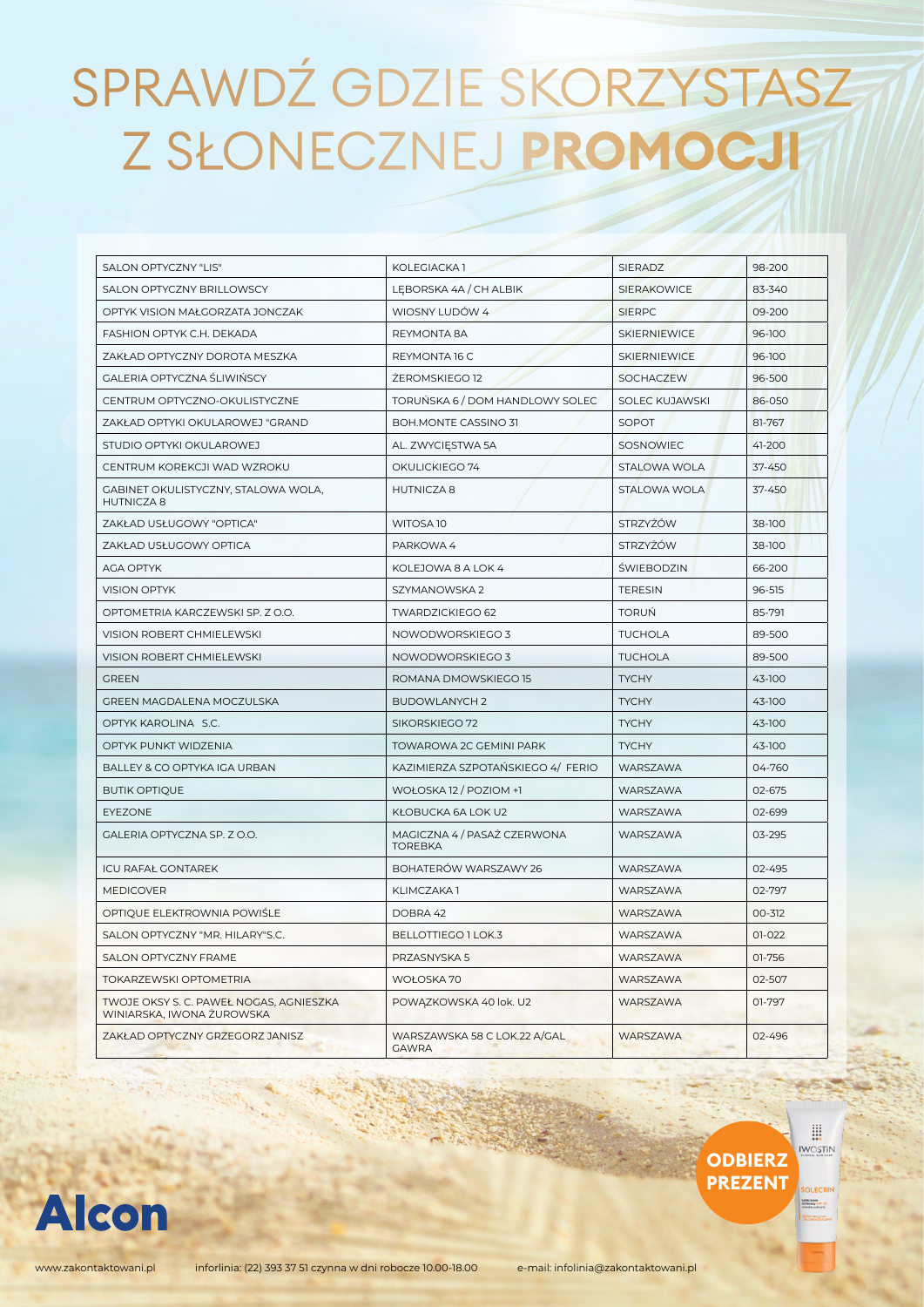# SPRAWDŹ GDZIE SKORZYSTASZ Z SŁONECZNEJ **PROMOCJI**

| | | | |
|---|---|---|---|
| SALON OPTYCZNY "LIS" | KOLEGIACKA 1 | SIERADZ | 98-200 |
| SALON OPTYCZNY BRILLOWSCY | LĘBORSKA 4A / CH ALBIK | SIERAKOWICE | 83-340 |
| OPTYK VISION MAŁGORZATA JONCZAK | WIOSNY LUDÓW 4 | SIERPC | 09-200 |
| FASHION OPTYK C.H. DEKADA | REYMONTA 8A | SKIERNIEWICE | 96-100 |
| ZAKŁAD OPTYCZNY DOROTA MESZKA | REYMONTA 16 C | SKIERNIEWICE | 96-100 |
| GALERIA OPTYCZNA ŚLIWIŃSCY | ŻEROMSKIEGO 12 | SOCHACZEW | 96-500 |
| CENTRUM OPTYCZNO-OKULISTYCZNE | TORUŃSKA 6 / DOM HANDLOWY SOLEC | SOLEC KUJAWSKI | 86-050 |
| ZAKŁAD OPTYKI OKULAROWEJ "GRAND | BOH.MONTE CASSINO 31 | SOPOT | 81-767 |
| STUDIO OPTYKI OKULAROWEJ | AL. ZWYCIĘSTWA 5A | SOSNOWIEC | 41-200 |
| CENTRUM KOREKCJI WAD WZROKU | OKULICKIEGO 74 | STALOWA WOLA | 37-450 |
| GABINET OKULISTYCZNY, STALOWA WOLA, HUTNICZA 8 | HUTNICZA 8 | STALOWA WOLA | 37-450 |
| ZAKŁAD USŁUGOWY "OPTICA" | WITOSA 10 | STRZYŻÓW | 38-100 |
| ZAKŁAD USŁUGOWY OPTICA | PARKOWA 4 | STRZYŻÓW | 38-100 |
| AGA OPTYK | KOLEJOWA 8 A LOK 4 | ŚWIEBODZIN | 66-200 |
| VISION OPTYK | SZYMANOWSKA 2 | TERESIN | 96-515 |
| OPTOMETRIA KARCZEWSKI SP. Z O.O. | TWARDZICKIEGO 62 | TORUŃ | 85-791 |
| VISION ROBERT CHMIELEWSKI | NOWODWORSKIEGO 3 | TUCHOLA | 89-500 |
| VISION ROBERT CHMIELEWSKI | NOWODWORSKIEGO 3 | TUCHOLA | 89-500 |
| GREEN | ROMANA DMOWSKIEGO 15 | TYCHY | 43-100 |
| GREEN MAGDALENA MOCZULSKA | BUDOWLANYCH 2 | TYCHY | 43-100 |
| OPTYK KAROLINA S.C. | SIKORSKIEGO 72 | TYCHY | 43-100 |
| OPTYK PUNKT WIDZENIA | TOWAROWA 2C GEMINI PARK | TYCHY | 43-100 |
| BALLEY & CO OPTYKA IGA URBAN | KAZIMIERZA SZPOTAŃSKIEGO 4/ FERIO | WARSZAWA | 04-760 |
| BUTIK OPTIQUE | WOŁOSKA 12 / POZIOM +1 | WARSZAWA | 02-675 |
| EYEZONE | KŁOBUCKA 6A LOK U2 | WARSZAWA | 02-699 |
| GALERIA OPTYCZNA SP. Z O.O. | MAGICZNA 4 / PASAŻ CZERWONA TOREBKA | WARSZAWA | 03-295 |
| ICU RAFAŁ GONTAREK | BOHATERÓW WARSZAWY 26 | WARSZAWA | 02-495 |
| MEDICOVER | KLIMCZAKA 1 | WARSZAWA | 02-797 |
| OPTIQUE ELEKTROWNIA POWIŚLE | DOBRA 42 | WARSZAWA | 00-312 |
| SALON OPTYCZNY "MR. HILARY"S.C. | BELLOTTIEGO 1 LOK.3 | WARSZAWA | 01-022 |
| SALON OPTYCZNY FRAME | PRZASNYSKA 5 | WARSZAWA | 01-756 |
| TOKARZEWSKI OPTOMETRIA | WOŁOSKA 70 | WARSZAWA | 02-507 |
| TWOJE OKSY S. C. PAWEŁ NOGAS, AGNIESZKA WINIARSKA, IWONA ŻUROWSKA | POWĄZKOWSKA 40 lok. U2 | WARSZAWA | 01-797 |
| ZAKŁAD OPTYCZNY GRZEGORZ JANISZ | WARSZAWSKA 58 C LOK.22 A/GAL GAWRA | WARSZAWA | 02-496 |

**ODBIERZ PREZENT**

Alcon

www.zakontaktowani.pl    inforlinia: (22) 393 37 51 czynna w dni robocze 10.00-18.00    e-mail: infolinia@zakontaktowani.pl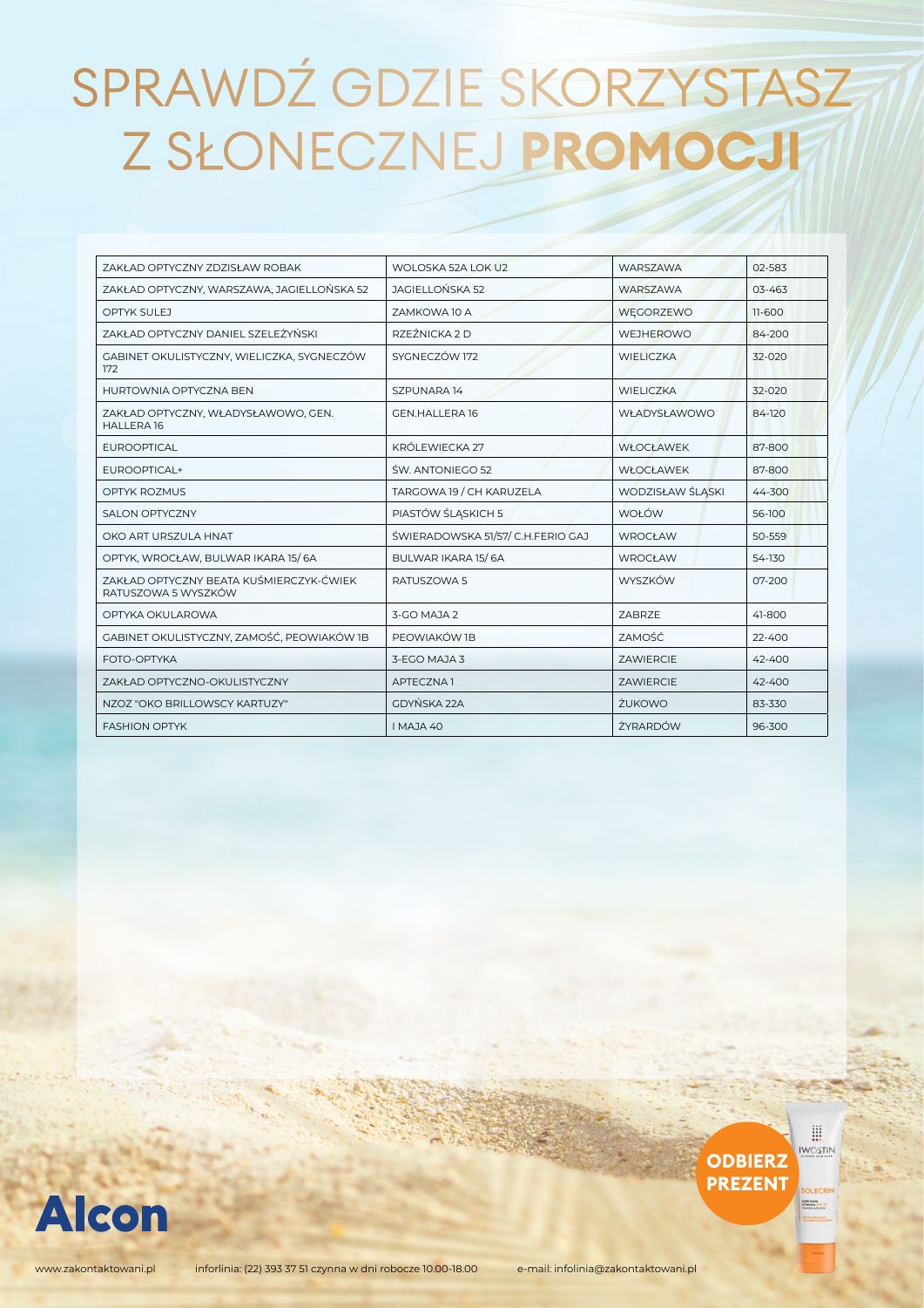# SPRAWDŹ GDZIE SKORZYSTASZ Z SŁONECZNEJ **PROMOCJI**

| | | | |
|---|---|---|---|
| ZAKŁAD OPTYCZNY ZDZISŁAW ROBAK | WOLOSKA 52A LOK U2 | WARSZAWA | 02-583 |
| ZAKŁAD OPTYCZNY, WARSZAWA, JAGIELLOŃSKA 52 | JAGIELLOŃSKA 52 | WARSZAWA | 03-463 |
| OPTYK SULEJ | ZAMKOWA 10 A | WĘGORZEWO | 11-600 |
| ZAKŁAD OPTYCZNY DANIEL SZELEŻYŃSKI | RZEŹNICKA 2 D | WEJHEROWO | 84-200 |
| GABINET OKULISTYCZNY, WIELICZKA, SYGNECZÓW 172 | SYGNECZÓW 172 | WIELICZKA | 32-020 |
| HURTOWNIA OPTYCZNA BEN | SZPUNARA 14 | WIELICZKA | 32-020 |
| ZAKŁAD OPTYCZNY, WŁADYSŁAWOWO, GEN. HALLERA 16 | GEN.HALLERA 16 | WŁADYSŁAWOWO | 84-120 |
| EUROOPTICAL | KRÓLEWIECKA 27 | WŁOCŁAWEK | 87-800 |
| EUROOPTICAL+ | ŚW. ANTONIEGO 52 | WŁOCŁAWEK | 87-800 |
| OPTYK ROZMUS | TARGOWA 19 / CH KARUZELA | WODZISŁAW ŚLĄSKI | 44-300 |
| SALON OPTYCZNY | PIASTÓW ŚLĄSKICH 5 | WOŁÓW | 56-100 |
| OKO ART URSZULA HNAT | ŚWIERADOWSKA 51/57/ C.H.FERIO GAJ | WROCŁAW | 50-559 |
| OPTYK, WROCŁAW, BULWAR IKARA 15/ 6A | BULWAR IKARA 15/ 6A | WROCŁAW | 54-130 |
| ZAKŁAD OPTYCZNY BEATA KUŚMIERCZYK-ĆWIEK RATUSZOWA 5 WYSZKÓW | RATUSZOWA 5 | WYSZKÓW | 07-200 |
| OPTYKA OKULAROWA | 3-GO MAJA 2 | ZABRZE | 41-800 |
| GABINET OKULISTYCZNY, ZAMOŚĆ, PEOWIAKÓW 1B | PEOWIAKÓW 1B | ZAMOŚĆ | 22-400 |
| FOTO-OPTYKA | 3-EGO MAJA 3 | ZAWIERCIE | 42-400 |
| ZAKŁAD OPTYCZNO-OKULISTYCZNY | APTECZNA 1 | ZAWIERCIE | 42-400 |
| NZOZ "OKO BRILLOWSCY KARTUZY" | GDYŃSKA 22A | ŻUKOWO | 83-330 |
| FASHION OPTYK | I MAJA 40 | ŻYRARDÓW | 96-300 |

**ODBIERZ PREZENT**

Alcon

www.zakontaktowani.pl infolinia: (22) 393 37 51 czynna w dni robocze 10.00-18.00 e-mail: infolinia@zakontaktowani.pl